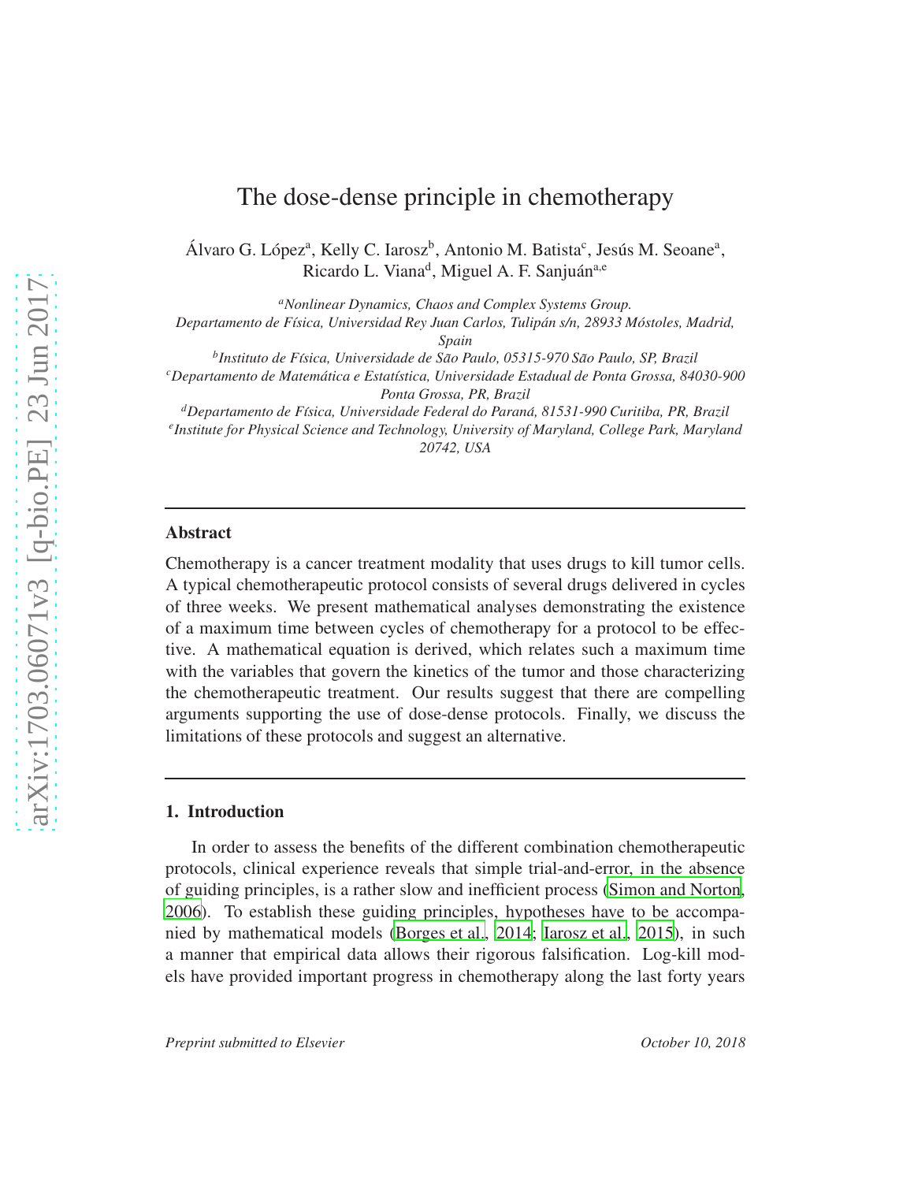# The dose-dense principle in chemotherapy

Álvaro G. López[a], Kelly C. Iarosz[b], Antonio M. Batista[c], Jesús M. Seoane[a], Ricardo L. Viana[d], Miguel A. F. Sanjuán[a,e]

[a] *Nonlinear Dynamics, Chaos and Complex Systems Group. Departamento de Física, Universidad Rey Juan Carlos, Tulipán s/n, 28933 Móstoles, Madrid, Spain*

[b] *Instituto de Física, Universidade de São Paulo, 05315-970 São Paulo, SP, Brazil*

[c] *Departamento de Matemática e Estatística, Universidade Estadual de Ponta Grossa, 84030-900 Ponta Grossa, PR, Brazil*

[d] *Departamento de Física, Universidade Federal do Paraná, 81531-990 Curitiba, PR, Brazil*

[e] *Institute for Physical Science and Technology, University of Maryland, College Park, Maryland 20742, USA*

## Abstract

Chemotherapy is a cancer treatment modality that uses drugs to kill tumor cells. A typical chemotherapeutic protocol consists of several drugs delivered in cycles of three weeks. We present mathematical analyses demonstrating the existence of a maximum time between cycles of chemotherapy for a protocol to be effective. A mathematical equation is derived, which relates such a maximum time with the variables that govern the kinetics of the tumor and those characterizing the chemotherapeutic treatment. Our results suggest that there are compelling arguments supporting the use of dose-dense protocols. Finally, we discuss the limitations of these protocols and suggest an alternative.

## 1. Introduction

In order to assess the benefits of the different combination chemotherapeutic protocols, clinical experience reveals that simple trial-and-error, in the absence of guiding principles, is a rather slow and inefficient process (Simon and Norton, 2006). To establish these guiding principles, hypotheses have to be accompanied by mathematical models (Borges et al., 2014; Iarosz et al., 2015), in such a manner that empirical data allows their rigorous falsification. Log-kill models have provided important progress in chemotherapy along the last forty years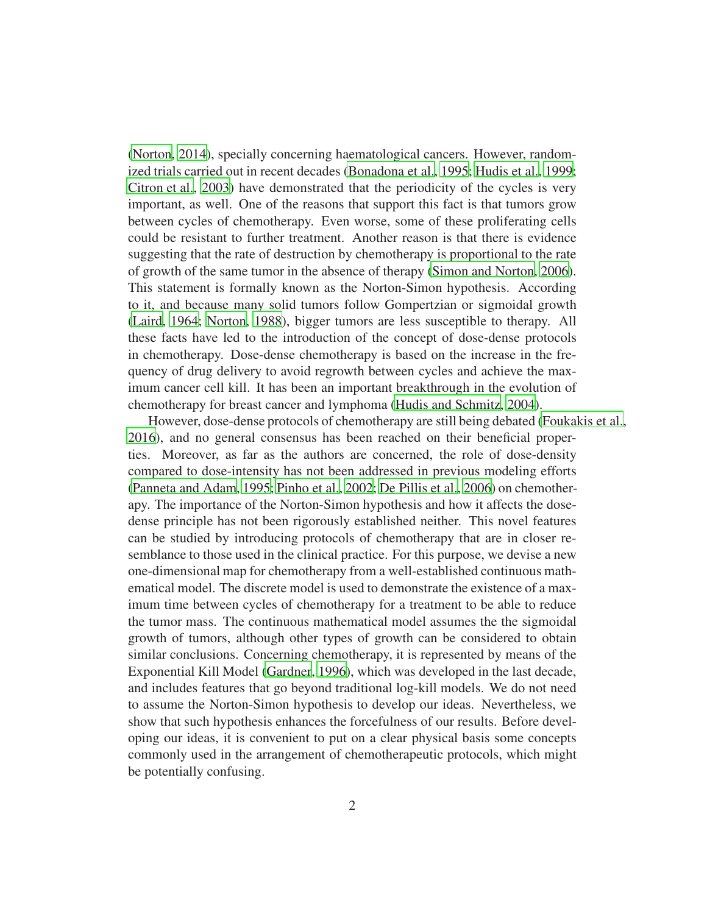(Norton, 2014), specially concerning haematological cancers. However, randomized trials carried out in recent decades (Bonadona et al., 1995; Hudis et al., 1999; Citron et al., 2003) have demonstrated that the periodicity of the cycles is very important, as well. One of the reasons that support this fact is that tumors grow between cycles of chemotherapy. Even worse, some of these proliferating cells could be resistant to further treatment. Another reason is that there is evidence suggesting that the rate of destruction by chemotherapy is proportional to the rate of growth of the same tumor in the absence of therapy (Simon and Norton, 2006). This statement is formally known as the Norton-Simon hypothesis. According to it, and because many solid tumors follow Gompertzian or sigmoidal growth (Laird, 1964; Norton, 1988), bigger tumors are less susceptible to therapy. All these facts have led to the introduction of the concept of dose-dense protocols in chemotherapy. Dose-dense chemotherapy is based on the increase in the frequency of drug delivery to avoid regrowth between cycles and achieve the maximum cancer cell kill. It has been an important breakthrough in the evolution of chemotherapy for breast cancer and lymphoma (Hudis and Schmitz, 2004).

However, dose-dense protocols of chemotherapy are still being debated (Foukakis et al., 2016), and no general consensus has been reached on their beneficial properties. Moreover, as far as the authors are concerned, the role of dose-density compared to dose-intensity has not been addressed in previous modeling efforts (Panneta and Adam, 1995; Pinho et al., 2002; De Pillis et al., 2006) on chemotherapy. The importance of the Norton-Simon hypothesis and how it affects the dose-dense principle has not been rigorously established neither. This novel features can be studied by introducing protocols of chemotherapy that are in closer resemblance to those used in the clinical practice. For this purpose, we devise a new one-dimensional map for chemotherapy from a well-established continuous mathematical model. The discrete model is used to demonstrate the existence of a maximum time between cycles of chemotherapy for a treatment to be able to reduce the tumor mass. The continuous mathematical model assumes the the sigmoidal growth of tumors, although other types of growth can be considered to obtain similar conclusions. Concerning chemotherapy, it is represented by means of the Exponential Kill Model (Gardner, 1996), which was developed in the last decade, and includes features that go beyond traditional log-kill models. We do not need to assume the Norton-Simon hypothesis to develop our ideas. Nevertheless, we show that such hypothesis enhances the forcefulness of our results. Before developing our ideas, it is convenient to put on a clear physical basis some concepts commonly used in the arrangement of chemotherapeutic protocols, which might be potentially confusing.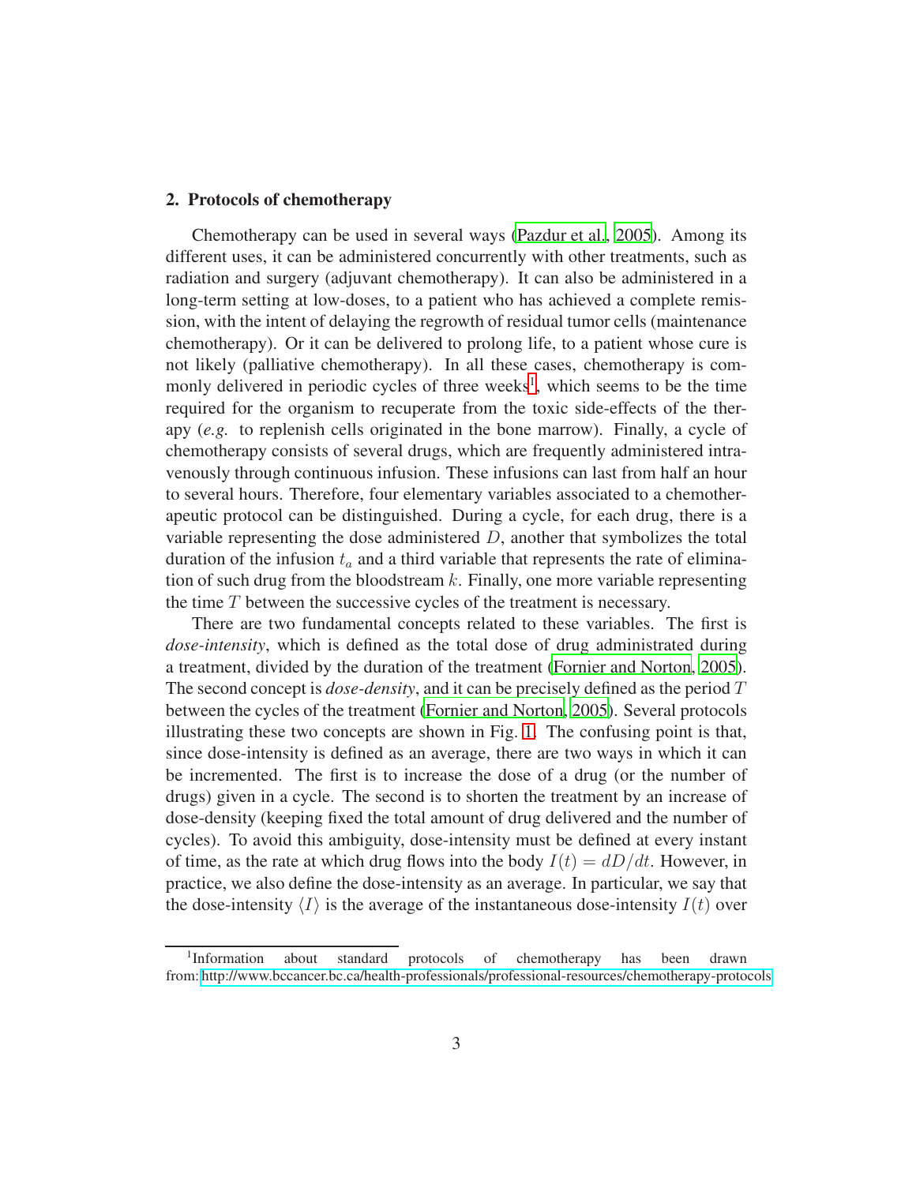## 2. Protocols of chemotherapy

Chemotherapy can be used in several ways (Pazdur et al., 2005). Among its different uses, it can be administered concurrently with other treatments, such as radiation and surgery (adjuvant chemotherapy). It can also be administered in a long-term setting at low-doses, to a patient who has achieved a complete remission, with the intent of delaying the regrowth of residual tumor cells (maintenance chemotherapy). Or it can be delivered to prolong life, to a patient whose cure is not likely (palliative chemotherapy). In all these cases, chemotherapy is commonly delivered in periodic cycles of three weeks[1], which seems to be the time required for the organism to recuperate from the toxic side-effects of the therapy (*e.g.* to replenish cells originated in the bone marrow). Finally, a cycle of chemotherapy consists of several drugs, which are frequently administered intravenously through continuous infusion. These infusions can last from half an hour to several hours. Therefore, four elementary variables associated to a chemotherapeutic protocol can be distinguished. During a cycle, for each drug, there is a variable representing the dose administered $D$, another that symbolizes the total duration of the infusion $t_a$ and a third variable that represents the rate of elimination of such drug from the bloodstream $k$. Finally, one more variable representing the time $T$ between the successive cycles of the treatment is necessary.

There are two fundamental concepts related to these variables. The first is *dose-intensity*, which is defined as the total dose of drug administrated during a treatment, divided by the duration of the treatment (Fornier and Norton, 2005). The second concept is *dose-density*, and it can be precisely defined as the period $T$ between the cycles of the treatment (Fornier and Norton, 2005). Several protocols illustrating these two concepts are shown in Fig. 1. The confusing point is that, since dose-intensity is defined as an average, there are two ways in which it can be incremented. The first is to increase the dose of a drug (or the number of drugs) given in a cycle. The second is to shorten the treatment by an increase of dose-density (keeping fixed the total amount of drug delivered and the number of cycles). To avoid this ambiguity, dose-intensity must be defined at every instant of time, as the rate at which drug flows into the body $I(t) = dD/dt$. However, in practice, we also define the dose-intensity as an average. In particular, we say that the dose-intensity $\langle I \rangle$ is the average of the instantaneous dose-intensity $I(t)$ over

[1] Information about standard protocols of chemotherapy has been drawn from: http://www.bccancer.bc.ca/health-professionals/professional-resources/chemotherapy-protocols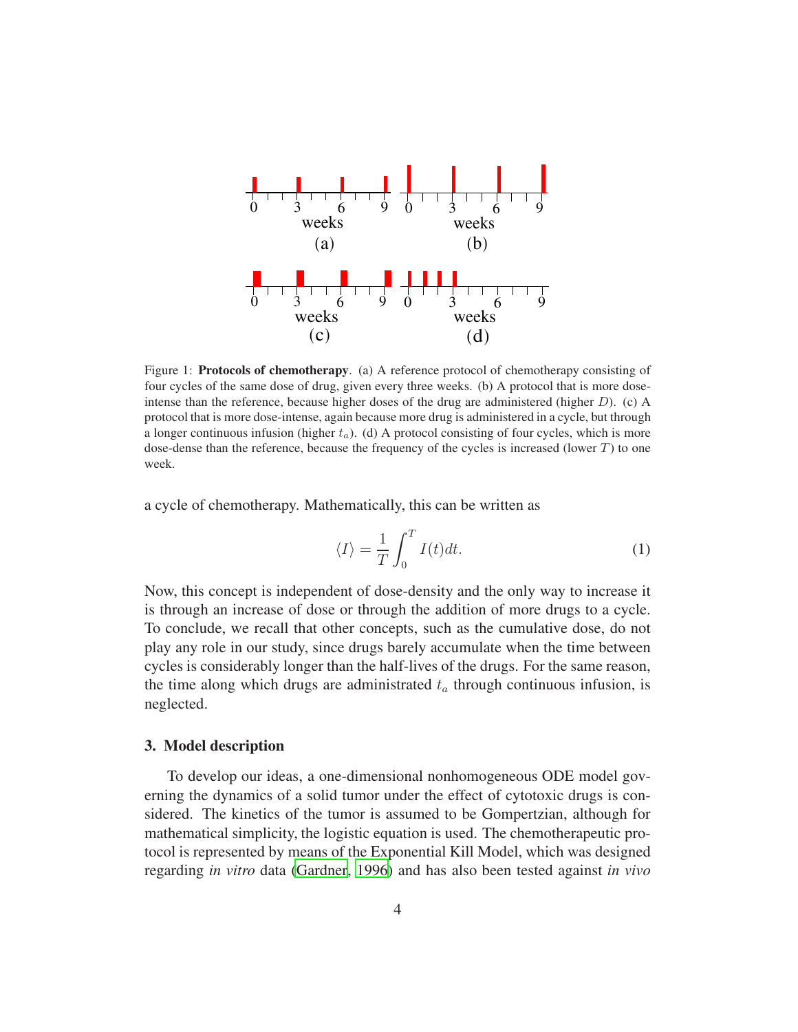Figure 1: **Protocols of chemotherapy**. (a) A reference protocol of chemotherapy consisting of four cycles of the same dose of drug, given every three weeks. (b) A protocol that is more dose-intense than the reference, because higher doses of the drug are administered (higher $D$). (c) A protocol that is more dose-intense, again because more drug is administered in a cycle, but through a longer continuous infusion (higher $t_a$). (d) A protocol consisting of four cycles, which is more dose-dense than the reference, because the frequency of the cycles is increased (lower $T$) to one week.

a cycle of chemotherapy. Mathematically, this can be written as

$$\langle I \rangle = \frac{1}{T} \int_0^T I(t) dt. \tag{1}$$

Now, this concept is independent of dose-density and the only way to increase it is through an increase of dose or through the addition of more drugs to a cycle. To conclude, we recall that other concepts, such as the cumulative dose, do not play any role in our study, since drugs barely accumulate when the time between cycles is considerably longer than the half-lives of the drugs. For the same reason, the time along which drugs are administrated $t_a$ through continuous infusion, is neglected.

## 3. Model description

To develop our ideas, a one-dimensional nonhomogeneous ODE model governing the dynamics of a solid tumor under the effect of cytotoxic drugs is considered. The kinetics of the tumor is assumed to be Gompertzian, although for mathematical simplicity, the logistic equation is used. The chemotherapeutic protocol is represented by means of the Exponential Kill Model, which was designed regarding *in vitro* data (Gardner, 1996) and has also been tested against *in vivo*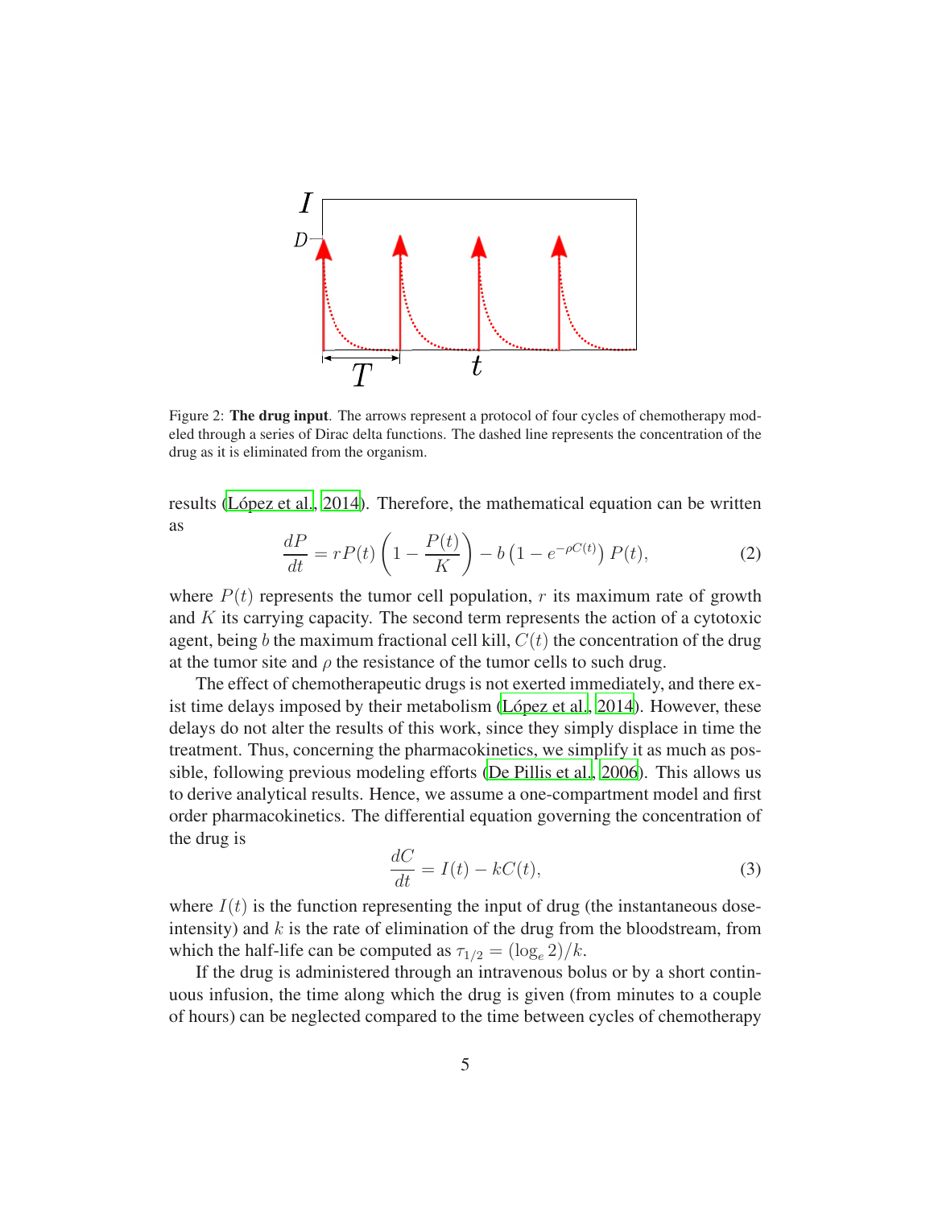Figure 2: **The drug input**. The arrows represent a protocol of four cycles of chemotherapy modeled through a series of Dirac delta functions. The dashed line represents the concentration of the drug as it is eliminated from the organism.

results (López et al., 2014). Therefore, the mathematical equation can be written as

$$\frac{dP}{dt} = rP(t)\left(1 - \frac{P(t)}{K}\right) - b\left(1 - e^{-\rho C(t)}\right)P(t), \tag{2}$$

where $P(t)$ represents the tumor cell population, $r$ its maximum rate of growth and $K$ its carrying capacity. The second term represents the action of a cytotoxic agent, being $b$ the maximum fractional cell kill, $C(t)$ the concentration of the drug at the tumor site and $\rho$ the resistance of the tumor cells to such drug.

The effect of chemotherapeutic drugs is not exerted immediately, and there exist time delays imposed by their metabolism (López et al., 2014). However, these delays do not alter the results of this work, since they simply displace in time the treatment. Thus, concerning the pharmacokinetics, we simplify it as much as possible, following previous modeling efforts (De Pillis et al., 2006). This allows us to derive analytical results. Hence, we assume a one-compartment model and first order pharmacokinetics. The differential equation governing the concentration of the drug is

$$\frac{dC}{dt} = I(t) - kC(t), \tag{3}$$

where $I(t)$ is the function representing the input of drug (the instantaneous dose-intensity) and $k$ is the rate of elimination of the drug from the bloodstream, from which the half-life can be computed as $\tau_{1/2} = (\log_e 2)/k$.

If the drug is administered through an intravenous bolus or by a short continuous infusion, the time along which the drug is given (from minutes to a couple of hours) can be neglected compared to the time between cycles of chemotherapy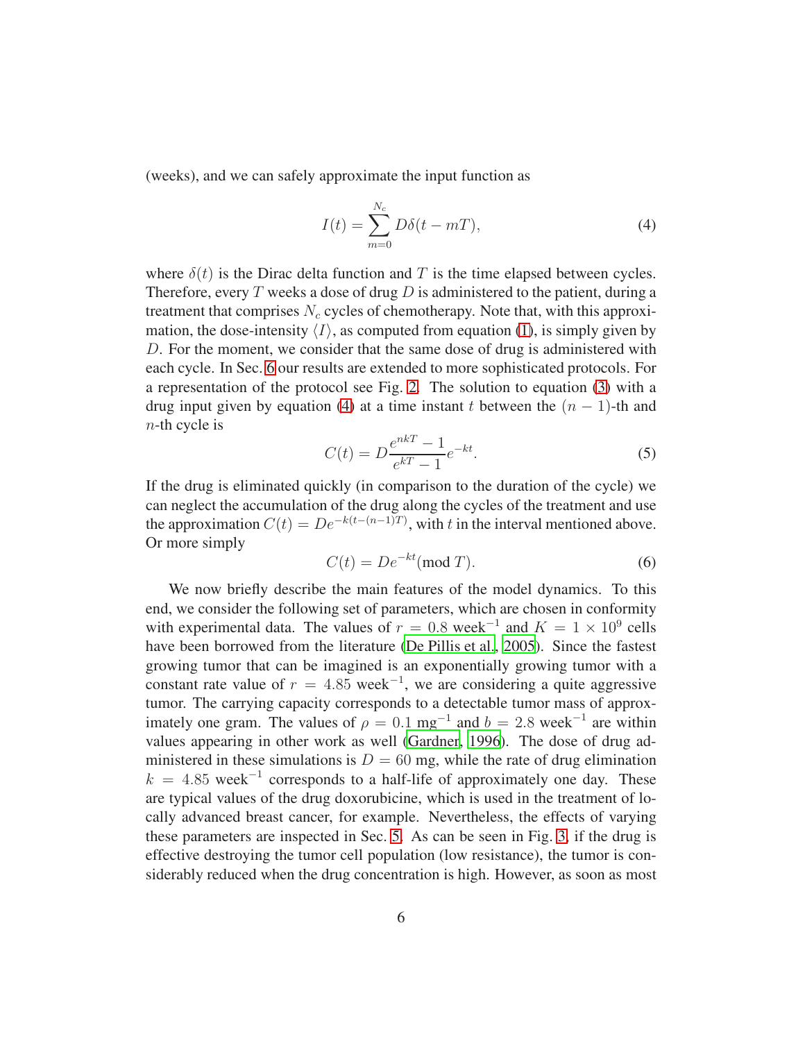(weeks), and we can safely approximate the input function as

$$I(t) = \sum_{m=0}^{N_c} D\delta(t - mT), \tag{4}$$

where $\delta(t)$ is the Dirac delta function and $T$ is the time elapsed between cycles. Therefore, every $T$ weeks a dose of drug $D$ is administered to the patient, during a treatment that comprises $N_c$ cycles of chemotherapy. Note that, with this approximation, the dose-intensity $\langle I \rangle$, as computed from equation (1), is simply given by $D$. For the moment, we consider that the same dose of drug is administered with each cycle. In Sec. 6 our results are extended to more sophisticated protocols. For a representation of the protocol see Fig. 2. The solution to equation (3) with a drug input given by equation (4) at a time instant $t$ between the $(n-1)$-th and $n$-th cycle is

$$C(t) = D\frac{e^{nkT} - 1}{e^{kT} - 1}e^{-kt}. \tag{5}$$

If the drug is eliminated quickly (in comparison to the duration of the cycle) we can neglect the accumulation of the drug along the cycles of the treatment and use the approximation $C(t) = De^{-k(t-(n-1)T)}$, with $t$ in the interval mentioned above. Or more simply

$$C(t) = De^{-kt}(\text{mod } T). \tag{6}$$

We now briefly describe the main features of the model dynamics. To this end, we consider the following set of parameters, which are chosen in conformity with experimental data. The values of $r = 0.8$ week$^{-1}$ and $K = 1 \times 10^9$ cells have been borrowed from the literature (De Pillis et al., 2005). Since the fastest growing tumor that can be imagined is an exponentially growing tumor with a constant rate value of $r = 4.85$ week$^{-1}$, we are considering a quite aggressive tumor. The carrying capacity corresponds to a detectable tumor mass of approximately one gram. The values of $\rho = 0.1$ mg$^{-1}$ and $b = 2.8$ week$^{-1}$ are within values appearing in other work as well (Gardner, 1996). The dose of drug administered in these simulations is $D = 60$ mg, while the rate of drug elimination $k = 4.85$ week$^{-1}$ corresponds to a half-life of approximately one day. These are typical values of the drug doxorubicine, which is used in the treatment of locally advanced breast cancer, for example. Nevertheless, the effects of varying these parameters are inspected in Sec. 5. As can be seen in Fig. 3, if the drug is effective destroying the tumor cell population (low resistance), the tumor is considerably reduced when the drug concentration is high. However, as soon as most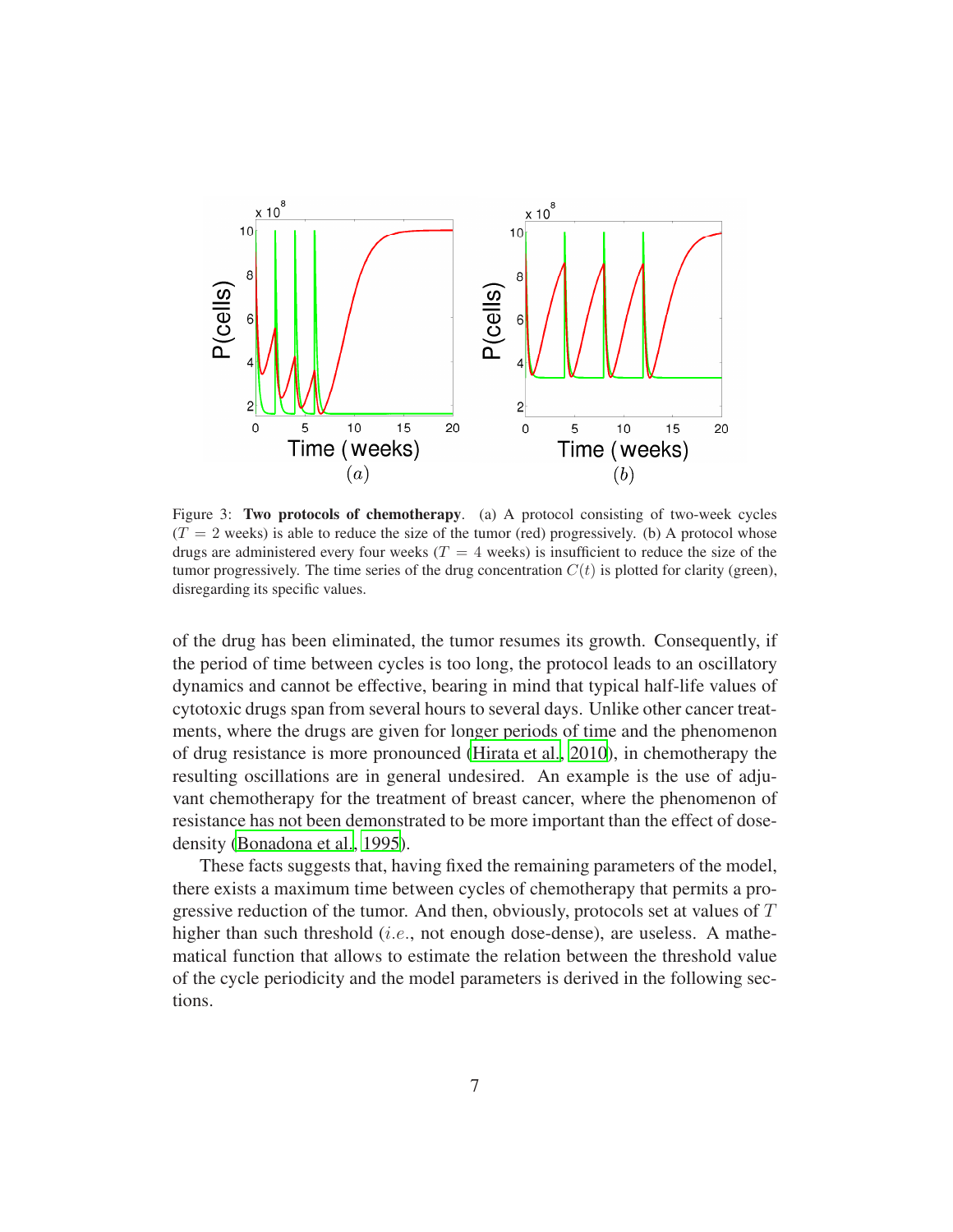Figure 3: **Two protocols of chemotherapy**. (a) A protocol consisting of two-week cycles ($T = 2$ weeks) is able to reduce the size of the tumor (red) progressively. (b) A protocol whose drugs are administered every four weeks ($T = 4$ weeks) is insufficient to reduce the size of the tumor progressively. The time series of the drug concentration $C(t)$ is plotted for clarity (green), disregarding its specific values.

of the drug has been eliminated, the tumor resumes its growth. Consequently, if the period of time between cycles is too long, the protocol leads to an oscillatory dynamics and cannot be effective, bearing in mind that typical half-life values of cytotoxic drugs span from several hours to several days. Unlike other cancer treatments, where the drugs are given for longer periods of time and the phenomenon of drug resistance is more pronounced (Hirata et al., 2010), in chemotherapy the resulting oscillations are in general undesired. An example is the use of adjuvant chemotherapy for the treatment of breast cancer, where the phenomenon of resistance has not been demonstrated to be more important than the effect of dose-density (Bonadona et al., 1995).

These facts suggests that, having fixed the remaining parameters of the model, there exists a maximum time between cycles of chemotherapy that permits a progressive reduction of the tumor. And then, obviously, protocols set at values of $T$ higher than such threshold ($i.e.$, not enough dose-dense), are useless. A mathematical function that allows to estimate the relation between the threshold value of the cycle periodicity and the model parameters is derived in the following sections.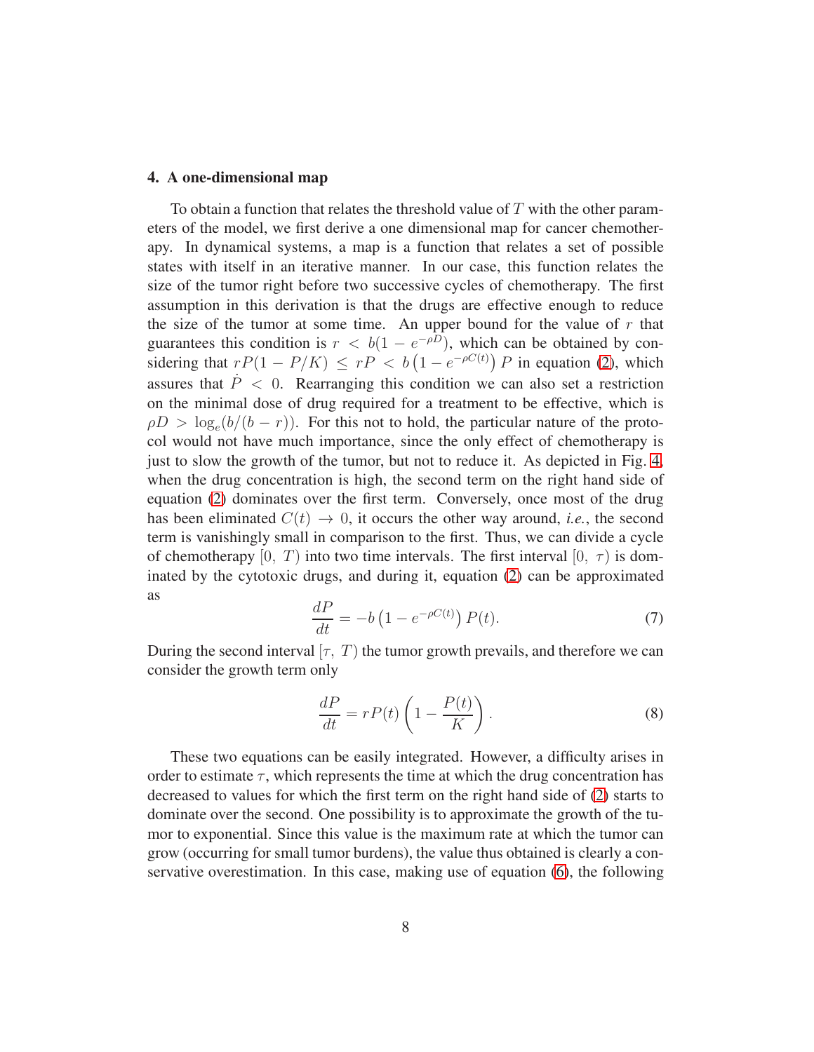## 4. A one-dimensional map

To obtain a function that relates the threshold value of $T$ with the other parameters of the model, we first derive a one dimensional map for cancer chemotherapy. In dynamical systems, a map is a function that relates a set of possible states with itself in an iterative manner. In our case, this function relates the size of the tumor right before two successive cycles of chemotherapy. The first assumption in this derivation is that the drugs are effective enough to reduce the size of the tumor at some time. An upper bound for the value of $r$ that guarantees this condition is $r < b(1 - e^{-\rho D})$, which can be obtained by considering that $rP(1 - P/K) \leq rP < b\left(1 - e^{-\rho C(t)}\right) P$ in equation (2), which assures that $\dot{P} < 0$. Rearranging this condition we can also set a restriction on the minimal dose of drug required for a treatment to be effective, which is $\rho D > \log_e(b/(b - r))$. For this not to hold, the particular nature of the protocol would not have much importance, since the only effect of chemotherapy is just to slow the growth of the tumor, but not to reduce it. As depicted in Fig. 4, when the drug concentration is high, the second term on the right hand side of equation (2) dominates over the first term. Conversely, once most of the drug has been eliminated $C(t) \to 0$, it occurs the other way around, *i.e.*, the second term is vanishingly small in comparison to the first. Thus, we can divide a cycle of chemotherapy $[0,\ T)$ into two time intervals. The first interval $[0,\ \tau)$ is dominated by the cytotoxic drugs, and during it, equation (2) can be approximated as

$$\frac{dP}{dt} = -b\left(1 - e^{-\rho C(t)}\right) P(t). \tag{7}$$

During the second interval $[\tau,\ T)$ the tumor growth prevails, and therefore we can consider the growth term only

$$\frac{dP}{dt} = rP(t)\left(1 - \frac{P(t)}{K}\right). \tag{8}$$

These two equations can be easily integrated. However, a difficulty arises in order to estimate $\tau$, which represents the time at which the drug concentration has decreased to values for which the first term on the right hand side of (2) starts to dominate over the second. One possibility is to approximate the growth of the tumor to exponential. Since this value is the maximum rate at which the tumor can grow (occurring for small tumor burdens), the value thus obtained is clearly a conservative overestimation. In this case, making use of equation (6), the following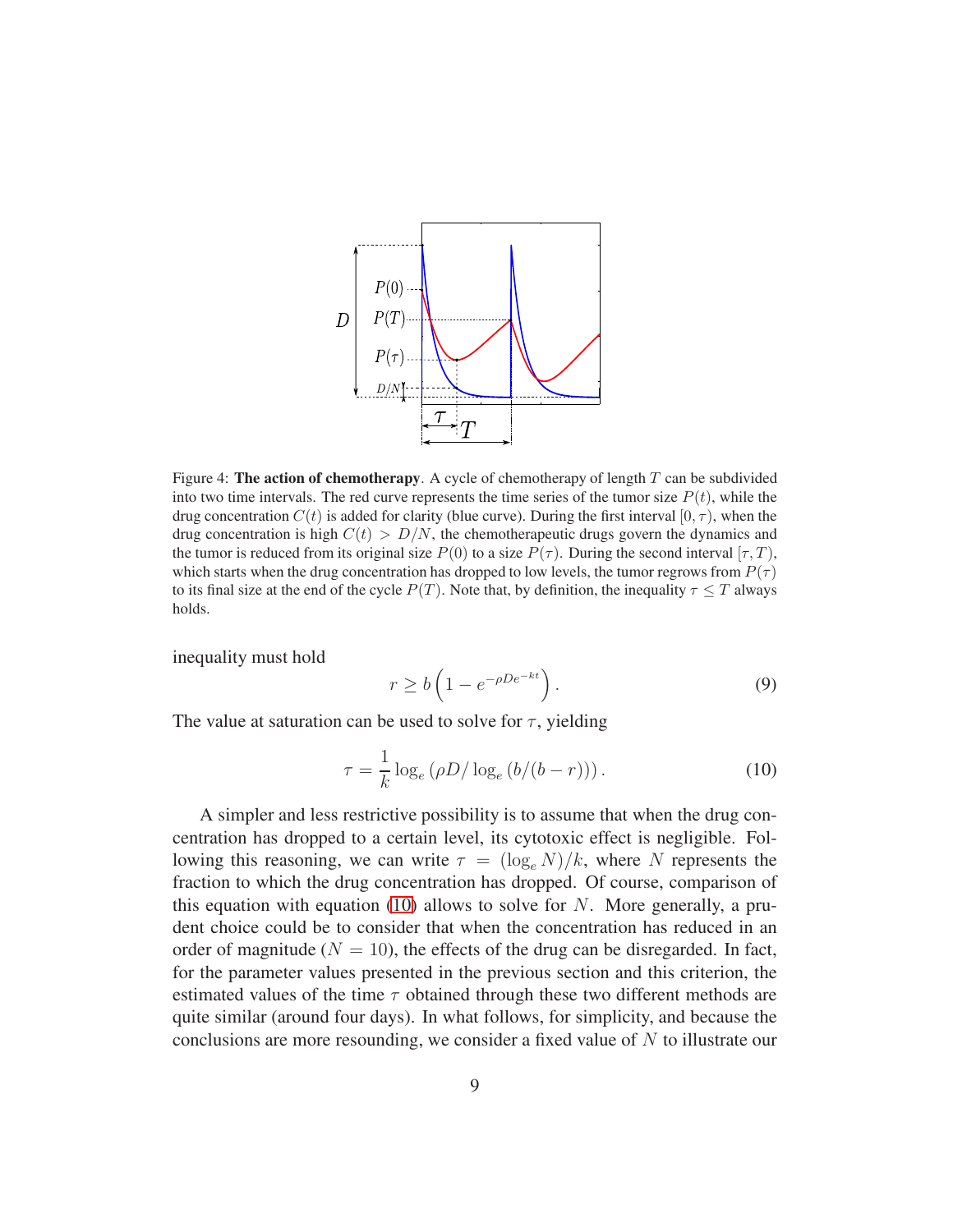Figure 4: **The action of chemotherapy**. A cycle of chemotherapy of length $T$ can be subdivided into two time intervals. The red curve represents the time series of the tumor size $P(t)$, while the drug concentration $C(t)$ is added for clarity (blue curve). During the first interval $[0, \tau)$, when the drug concentration is high $C(t) > D/N$, the chemotherapeutic drugs govern the dynamics and the tumor is reduced from its original size $P(0)$ to a size $P(\tau)$. During the second interval $[\tau, T)$, which starts when the drug concentration has dropped to low levels, the tumor regrows from $P(\tau)$ to its final size at the end of the cycle $P(T)$. Note that, by definition, the inequality $\tau \leq T$ always holds.

inequality must hold

$$r \geq b\left(1 - e^{-\rho D e^{-kt}}\right). \tag{9}$$

The value at saturation can be used to solve for $\tau$, yielding

$$\tau = \frac{1}{k}\log_e\left(\rho D / \log_e\left(b/(b-r)\right)\right). \tag{10}$$

A simpler and less restrictive possibility is to assume that when the drug concentration has dropped to a certain level, its cytotoxic effect is negligible. Following this reasoning, we can write $\tau = (\log_e N)/k$, where $N$ represents the fraction to which the drug concentration has dropped. Of course, comparison of this equation with equation (10) allows to solve for $N$. More generally, a prudent choice could be to consider that when the concentration has reduced in an order of magnitude ($N = 10$), the effects of the drug can be disregarded. In fact, for the parameter values presented in the previous section and this criterion, the estimated values of the time $\tau$ obtained through these two different methods are quite similar (around four days). In what follows, for simplicity, and because the conclusions are more resounding, we consider a fixed value of $N$ to illustrate our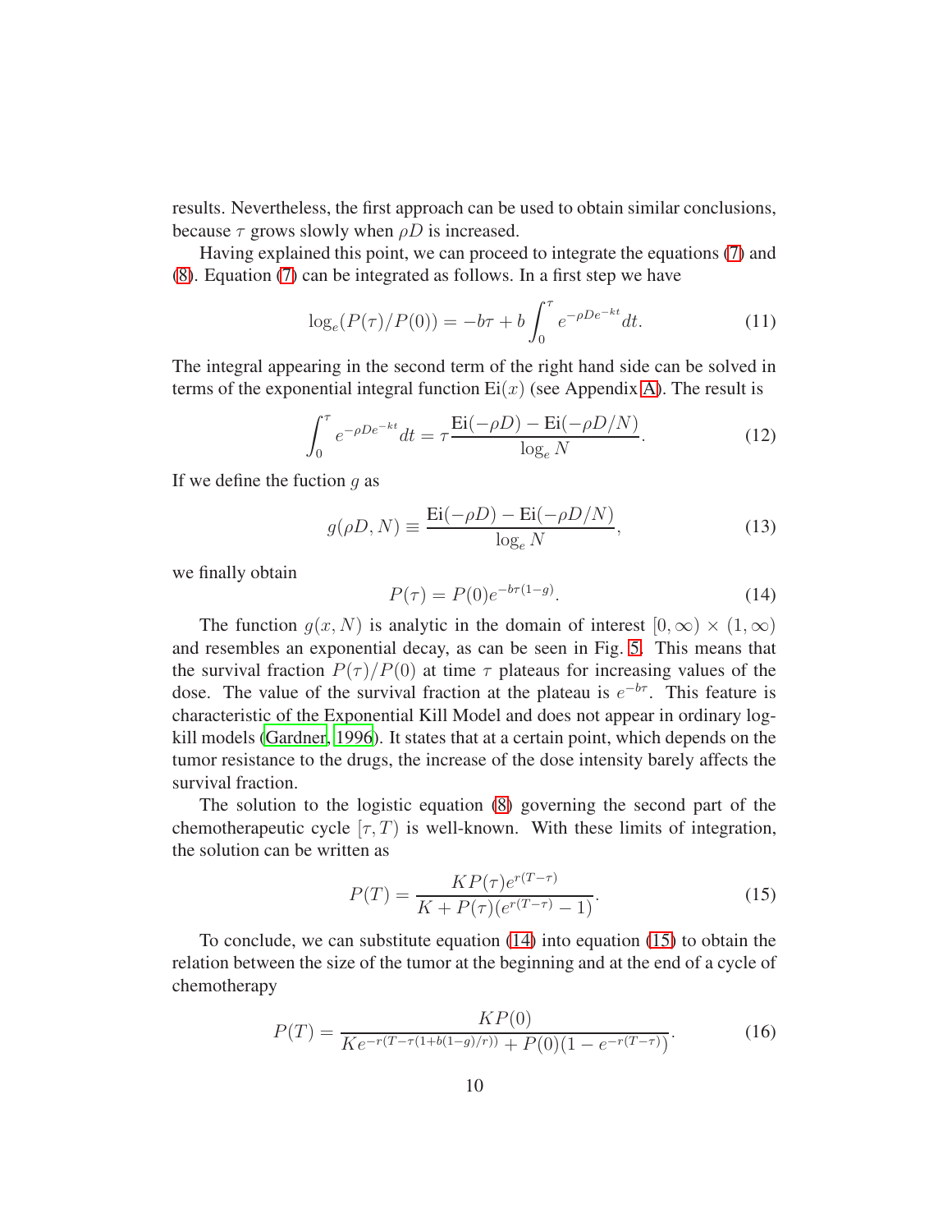results. Nevertheless, the first approach can be used to obtain similar conclusions, because $\tau$ grows slowly when $\rho D$ is increased.

Having explained this point, we can proceed to integrate the equations (7) and (8). Equation (7) can be integrated as follows. In a first step we have

$$\log_e(P(\tau)/P(0)) = -b\tau + b\int_0^\tau e^{-\rho D e^{-kt}} dt. \tag{11}$$

The integral appearing in the second term of the right hand side can be solved in terms of the exponential integral function $\mathrm{Ei}(x)$ (see Appendix A). The result is

$$\int_0^\tau e^{-\rho D e^{-kt}} dt = \tau \frac{\mathrm{Ei}(-\rho D) - \mathrm{Ei}(-\rho D/N)}{\log_e N}. \tag{12}$$

If we define the fuction $g$ as

$$g(\rho D, N) \equiv \frac{\mathrm{Ei}(-\rho D) - \mathrm{Ei}(-\rho D/N)}{\log_e N}, \tag{13}$$

we finally obtain

$$P(\tau) = P(0)e^{-b\tau(1-g)}. \tag{14}$$

The function $g(x, N)$ is analytic in the domain of interest $[0, \infty) \times (1, \infty)$ and resembles an exponential decay, as can be seen in Fig. 5. This means that the survival fraction $P(\tau)/P(0)$ at time $\tau$ plateaus for increasing values of the dose. The value of the survival fraction at the plateau is $e^{-b\tau}$. This feature is characteristic of the Exponential Kill Model and does not appear in ordinary log-kill models (Gardner, 1996). It states that at a certain point, which depends on the tumor resistance to the drugs, the increase of the dose intensity barely affects the survival fraction.

The solution to the logistic equation (8) governing the second part of the chemotherapeutic cycle $[\tau, T)$ is well-known. With these limits of integration, the solution can be written as

$$P(T) = \frac{KP(\tau)e^{r(T-\tau)}}{K + P(\tau)(e^{r(T-\tau)} - 1)}. \tag{15}$$

To conclude, we can substitute equation (14) into equation (15) to obtain the relation between the size of the tumor at the beginning and at the end of a cycle of chemotherapy

$$P(T) = \frac{KP(0)}{Ke^{-r(T-\tau(1+b(1-g)/r))} + P(0)(1 - e^{-r(T-\tau)})}. \tag{16}$$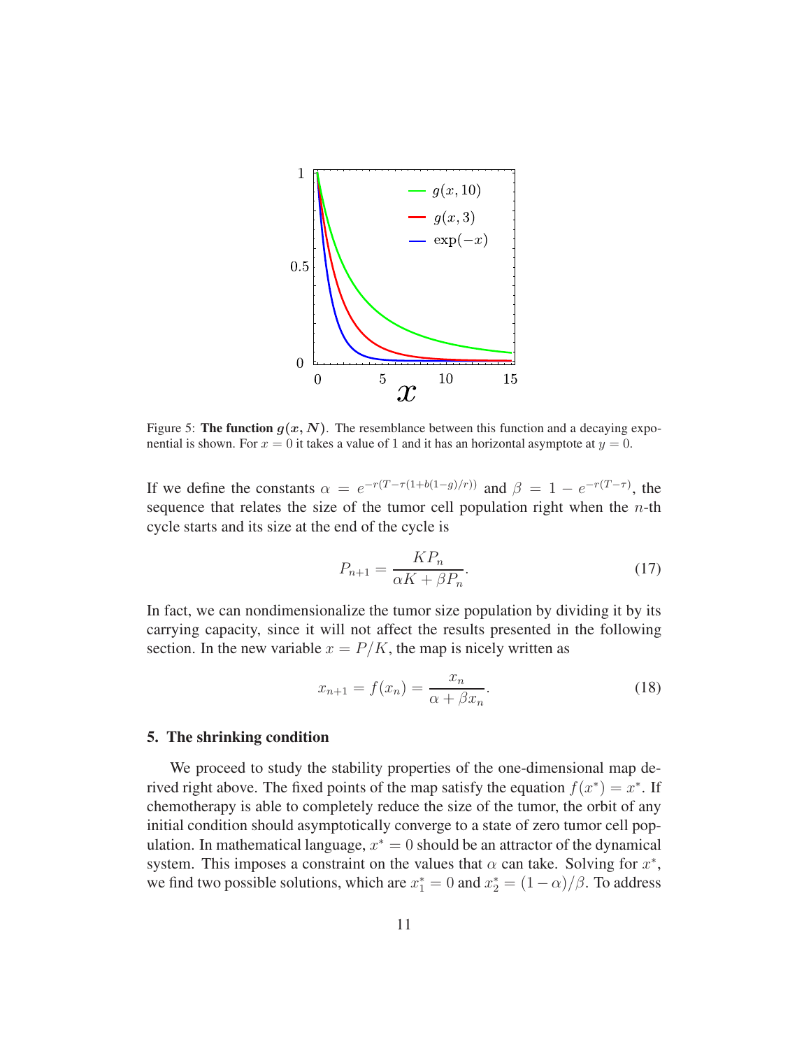Figure 5: **The function $g(x, N)$.** The resemblance between this function and a decaying exponential is shown. For $x = 0$ it takes a value of 1 and it has an horizontal asymptote at $y = 0$.

If we define the constants $\alpha = e^{-r(T-\tau(1+b(1-g)/r))}$ and $\beta = 1 - e^{-r(T-\tau)}$, the sequence that relates the size of the tumor cell population right when the $n$-th cycle starts and its size at the end of the cycle is

$$P_{n+1} = \frac{KP_n}{\alpha K + \beta P_n}. \tag{17}$$

In fact, we can nondimensionalize the tumor size population by dividing it by its carrying capacity, since it will not affect the results presented in the following section. In the new variable $x = P/K$, the map is nicely written as

$$x_{n+1} = f(x_n) = \frac{x_n}{\alpha + \beta x_n}. \tag{18}$$

## 5. The shrinking condition

We proceed to study the stability properties of the one-dimensional map derived right above. The fixed points of the map satisfy the equation $f(x^*) = x^*$. If chemotherapy is able to completely reduce the size of the tumor, the orbit of any initial condition should asymptotically converge to a state of zero tumor cell population. In mathematical language, $x^* = 0$ should be an attractor of the dynamical system. This imposes a constraint on the values that $\alpha$ can take. Solving for $x^*$, we find two possible solutions, which are $x_1^* = 0$ and $x_2^* = (1 - \alpha)/\beta$. To address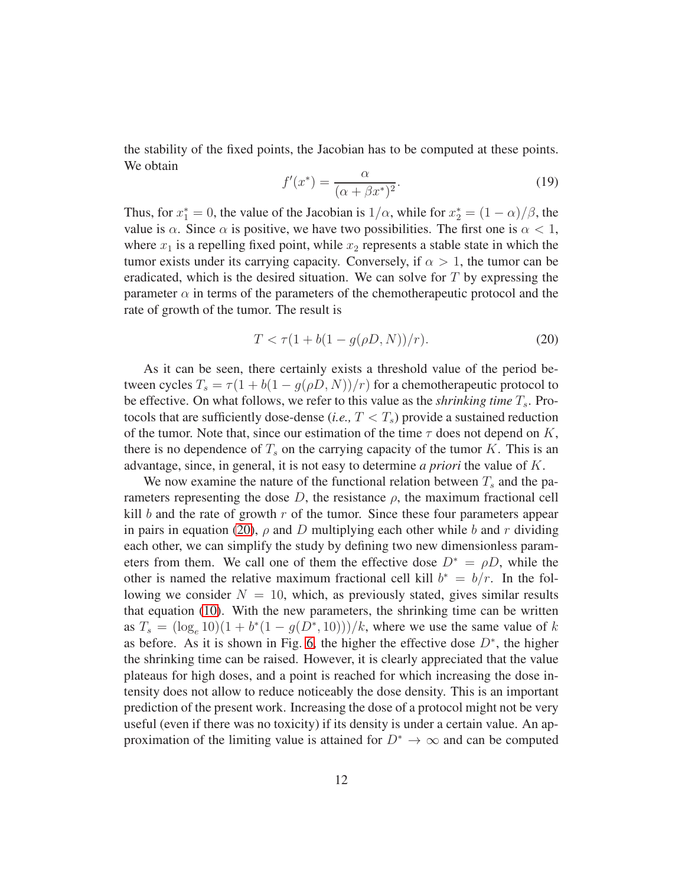the stability of the fixed points, the Jacobian has to be computed at these points. We obtain

$$f'(x^*) = \frac{\alpha}{(\alpha + \beta x^*)^2}. \tag{19}$$

Thus, for $x_1^* = 0$, the value of the Jacobian is $1/\alpha$, while for $x_2^* = (1-\alpha)/\beta$, the value is $\alpha$. Since $\alpha$ is positive, we have two possibilities. The first one is $\alpha < 1$, where $x_1$ is a repelling fixed point, while $x_2$ represents a stable state in which the tumor exists under its carrying capacity. Conversely, if $\alpha > 1$, the tumor can be eradicated, which is the desired situation. We can solve for $T$ by expressing the parameter $\alpha$ in terms of the parameters of the chemotherapeutic protocol and the rate of growth of the tumor. The result is

$$T < \tau(1 + b(1 - g(\rho D, N))/r). \tag{20}$$

As it can be seen, there certainly exists a threshold value of the period between cycles $T_s = \tau(1 + b(1 - g(\rho D, N))/r)$ for a chemotherapeutic protocol to be effective. On what follows, we refer to this value as the *shrinking time* $T_s$. Protocols that are sufficiently dose-dense (*i.e.,* $T < T_s$) provide a sustained reduction of the tumor. Note that, since our estimation of the time $\tau$ does not depend on $K$, there is no dependence of $T_s$ on the carrying capacity of the tumor $K$. This is an advantage, since, in general, it is not easy to determine *a priori* the value of $K$.

We now examine the nature of the functional relation between $T_s$ and the parameters representing the dose $D$, the resistance $\rho$, the maximum fractional cell kill $b$ and the rate of growth $r$ of the tumor. Since these four parameters appear in pairs in equation (20), $\rho$ and $D$ multiplying each other while $b$ and $r$ dividing each other, we can simplify the study by defining two new dimensionless parameters from them. We call one of them the effective dose $D^* = \rho D$, while the other is named the relative maximum fractional cell kill $b^* = b/r$. In the following we consider $N = 10$, which, as previously stated, gives similar results that equation (10). With the new parameters, the shrinking time can be written as $T_s = (\log_e 10)(1 + b^*(1 - g(D^*, 10)))/k$, where we use the same value of $k$ as before. As it is shown in Fig. 6, the higher the effective dose $D^*$, the higher the shrinking time can be raised. However, it is clearly appreciated that the value plateaus for high doses, and a point is reached for which increasing the dose intensity does not allow to reduce noticeably the dose density. This is an important prediction of the present work. Increasing the dose of a protocol might not be very useful (even if there was no toxicity) if its density is under a certain value. An approximation of the limiting value is attained for $D^* \to \infty$ and can be computed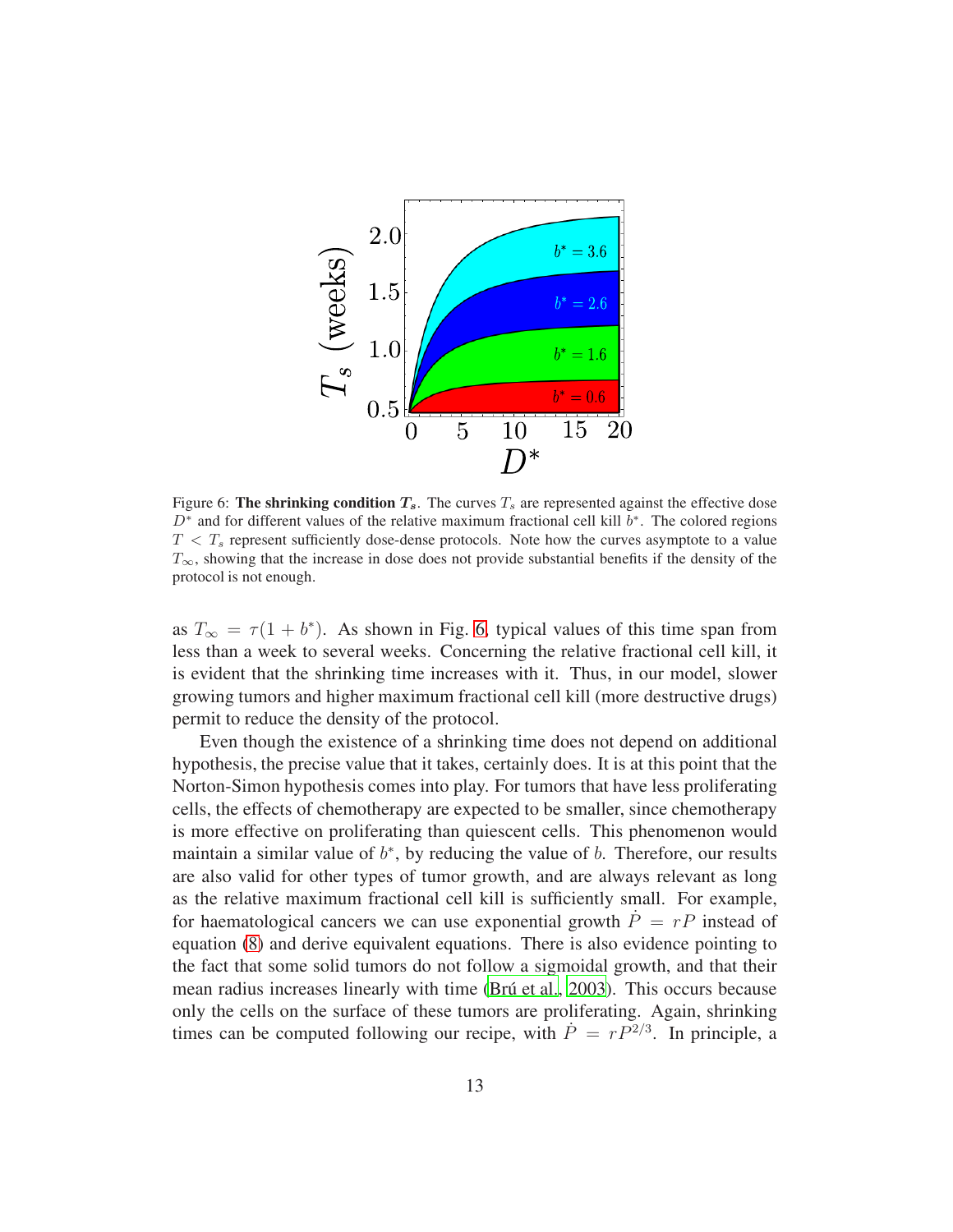Figure 6: **The shrinking condition $T_s$.** The curves $T_s$ are represented against the effective dose $D^*$ and for different values of the relative maximum fractional cell kill $b^*$. The colored regions $T < T_s$ represent sufficiently dose-dense protocols. Note how the curves asymptote to a value $T_\infty$, showing that the increase in dose does not provide substantial benefits if the density of the protocol is not enough.

as $T_\infty = \tau(1 + b^*)$. As shown in Fig. 6, typical values of this time span from less than a week to several weeks. Concerning the relative fractional cell kill, it is evident that the shrinking time increases with it. Thus, in our model, slower growing tumors and higher maximum fractional cell kill (more destructive drugs) permit to reduce the density of the protocol.

Even though the existence of a shrinking time does not depend on additional hypothesis, the precise value that it takes, certainly does. It is at this point that the Norton-Simon hypothesis comes into play. For tumors that have less proliferating cells, the effects of chemotherapy are expected to be smaller, since chemotherapy is more effective on proliferating than quiescent cells. This phenomenon would maintain a similar value of $b^*$, by reducing the value of $b$. Therefore, our results are also valid for other types of tumor growth, and are always relevant as long as the relative maximum fractional cell kill is sufficiently small. For example, for haematological cancers we can use exponential growth $\dot{P} = rP$ instead of equation (8) and derive equivalent equations. There is also evidence pointing to the fact that some solid tumors do not follow a sigmoidal growth, and that their mean radius increases linearly with time (Brú et al., 2003). This occurs because only the cells on the surface of these tumors are proliferating. Again, shrinking times can be computed following our recipe, with $\dot{P} = rP^{2/3}$. In principle, a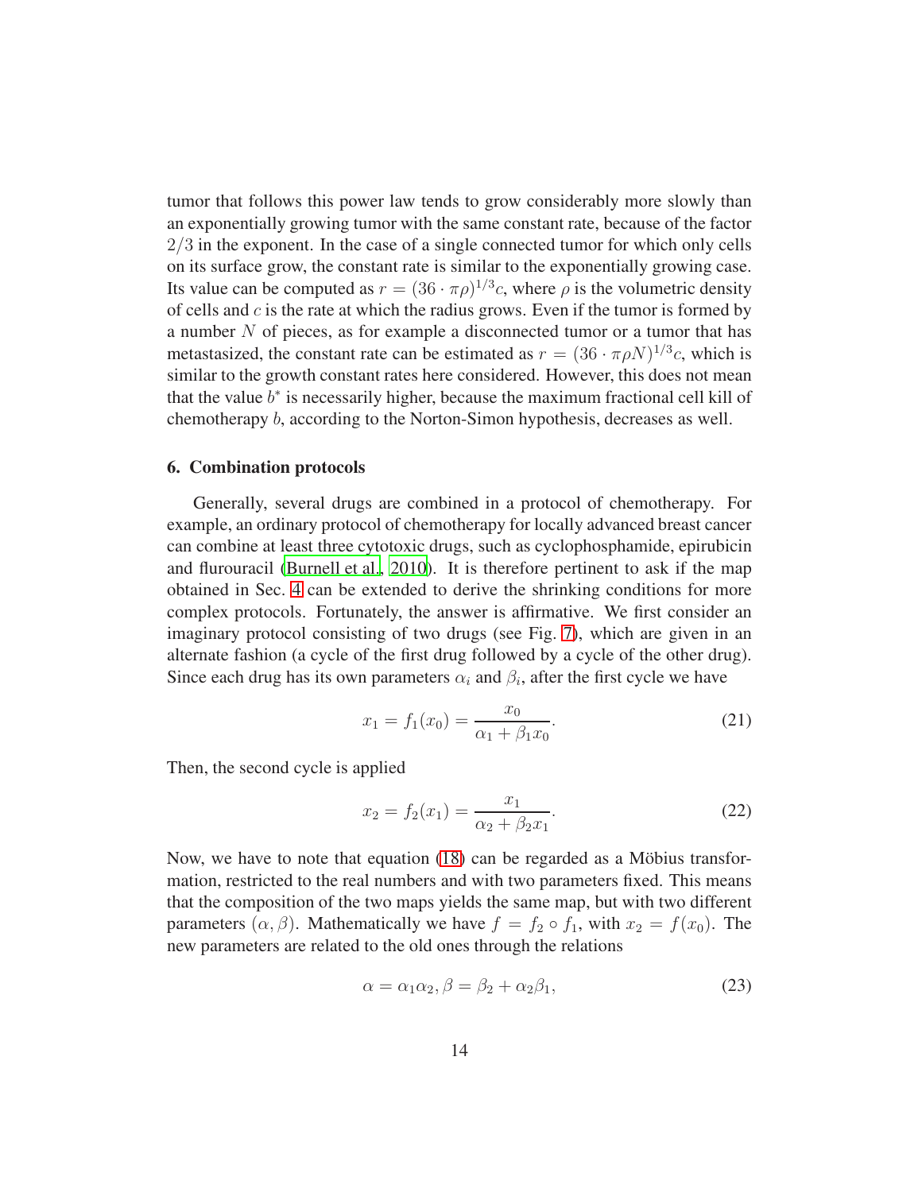tumor that follows this power law tends to grow considerably more slowly than an exponentially growing tumor with the same constant rate, because of the factor $2/3$ in the exponent. In the case of a single connected tumor for which only cells on its surface grow, the constant rate is similar to the exponentially growing case. Its value can be computed as $r = (36 \cdot \pi\rho)^{1/3}c$, where $\rho$ is the volumetric density of cells and $c$ is the rate at which the radius grows. Even if the tumor is formed by a number $N$ of pieces, as for example a disconnected tumor or a tumor that has metastasized, the constant rate can be estimated as $r = (36 \cdot \pi\rho N)^{1/3}c$, which is similar to the growth constant rates here considered. However, this does not mean that the value $b^*$ is necessarily higher, because the maximum fractional cell kill of chemotherapy $b$, according to the Norton-Simon hypothesis, decreases as well.

## 6. Combination protocols

Generally, several drugs are combined in a protocol of chemotherapy. For example, an ordinary protocol of chemotherapy for locally advanced breast cancer can combine at least three cytotoxic drugs, such as cyclophosphamide, epirubicin and flurouracil (Burnell et al., 2010). It is therefore pertinent to ask if the map obtained in Sec. 4 can be extended to derive the shrinking conditions for more complex protocols. Fortunately, the answer is affirmative. We first consider an imaginary protocol consisting of two drugs (see Fig. 7), which are given in an alternate fashion (a cycle of the first drug followed by a cycle of the other drug). Since each drug has its own parameters $\alpha_i$ and $\beta_i$, after the first cycle we have

$$x_1 = f_1(x_0) = \frac{x_0}{\alpha_1 + \beta_1 x_0}. \tag{21}$$

Then, the second cycle is applied

$$x_2 = f_2(x_1) = \frac{x_1}{\alpha_2 + \beta_2 x_1}. \tag{22}$$

Now, we have to note that equation (18) can be regarded as a Möbius transformation, restricted to the real numbers and with two parameters fixed. This means that the composition of the two maps yields the same map, but with two different parameters $(\alpha, \beta)$. Mathematically we have $f = f_2 \circ f_1$, with $x_2 = f(x_0)$. The new parameters are related to the old ones through the relations

$$\alpha = \alpha_1\alpha_2, \beta = \beta_2 + \alpha_2\beta_1, \tag{23}$$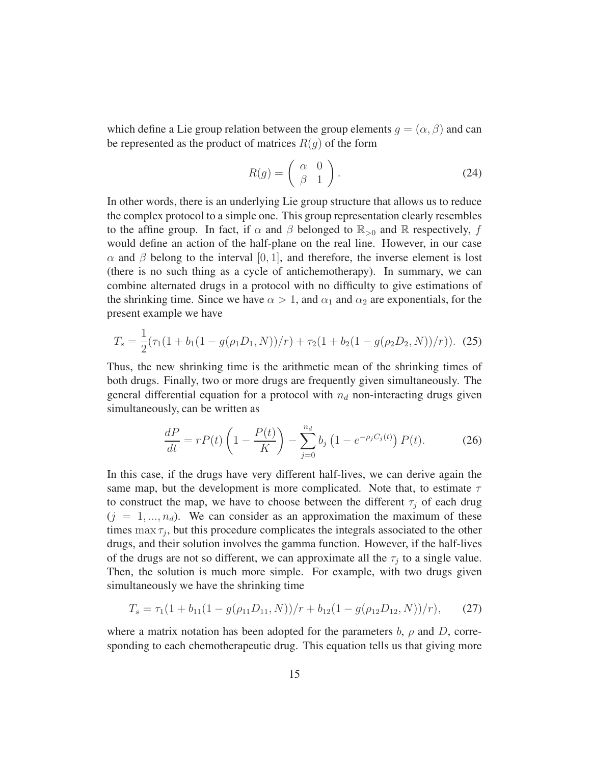which define a Lie group relation between the group elements $g = (\alpha, \beta)$ and can be represented as the product of matrices $R(g)$ of the form

$$R(g) = \begin{pmatrix} \alpha & 0 \\ \beta & 1 \end{pmatrix}. \tag{24}$$

In other words, there is an underlying Lie group structure that allows us to reduce the complex protocol to a simple one. This group representation clearly resembles to the affine group. In fact, if $\alpha$ and $\beta$ belonged to $\mathbb{R}_{>0}$ and $\mathbb{R}$ respectively, $f$ would define an action of the half-plane on the real line. However, in our case $\alpha$ and $\beta$ belong to the interval $[0, 1]$, and therefore, the inverse element is lost (there is no such thing as a cycle of antichemotherapy). In summary, we can combine alternated drugs in a protocol with no difficulty to give estimations of the shrinking time. Since we have $\alpha > 1$, and $\alpha_1$ and $\alpha_2$ are exponentials, for the present example we have

$$T_s = \frac{1}{2}(\tau_1(1 + b_1(1 - g(\rho_1 D_1, N))/r) + \tau_2(1 + b_2(1 - g(\rho_2 D_2, N))/r)). \tag{25}$$

Thus, the new shrinking time is the arithmetic mean of the shrinking times of both drugs. Finally, two or more drugs are frequently given simultaneously. The general differential equation for a protocol with $n_d$ non-interacting drugs given simultaneously, can be written as

$$\frac{dP}{dt} = rP(t)\left(1 - \frac{P(t)}{K}\right) - \sum_{j=0}^{n_d} b_j \left(1 - e^{-\rho_j C_j(t)}\right) P(t). \tag{26}$$

In this case, if the drugs have very different half-lives, we can derive again the same map, but the development is more complicated. Note that, to estimate $\tau$ to construct the map, we have to choose between the different $\tau_j$ of each drug ($j = 1, ..., n_d$). We can consider as an approximation the maximum of these times $\max \tau_j$, but this procedure complicates the integrals associated to the other drugs, and their solution involves the gamma function. However, if the half-lives of the drugs are not so different, we can approximate all the $\tau_j$ to a single value. Then, the solution is much more simple. For example, with two drugs given simultaneously we have the shrinking time

$$T_s = \tau_1(1 + b_{11}(1 - g(\rho_{11} D_{11}, N))/r + b_{12}(1 - g(\rho_{12} D_{12}, N))/r), \tag{27}$$

where a matrix notation has been adopted for the parameters $b$, $\rho$ and $D$, corresponding to each chemotherapeutic drug. This equation tells us that giving more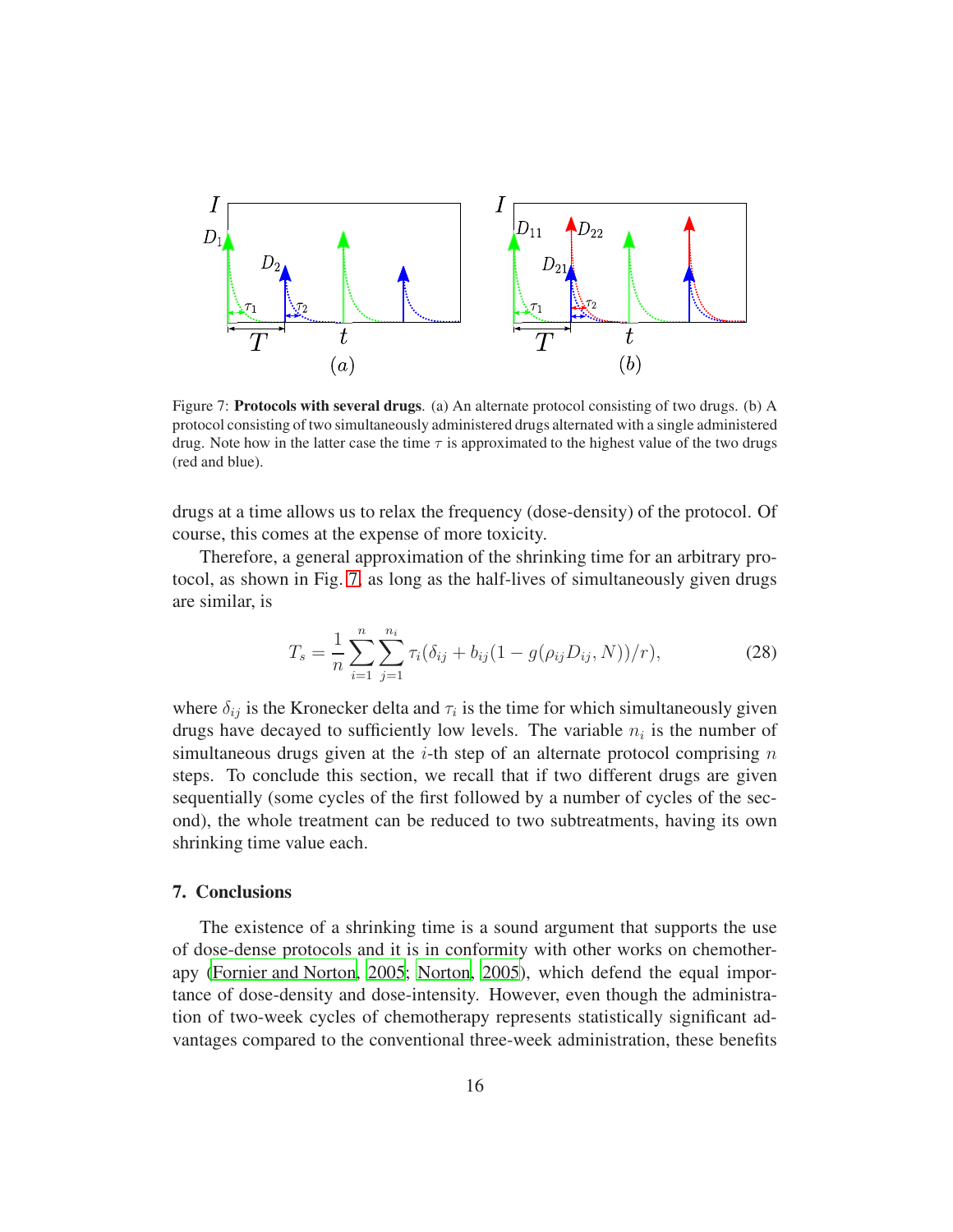Figure 7: **Protocols with several drugs**. (a) An alternate protocol consisting of two drugs. (b) A protocol consisting of two simultaneously administered drugs alternated with a single administered drug. Note how in the latter case the time $\tau$ is approximated to the highest value of the two drugs (red and blue).

drugs at a time allows us to relax the frequency (dose-density) of the protocol. Of course, this comes at the expense of more toxicity.

Therefore, a general approximation of the shrinking time for an arbitrary protocol, as shown in Fig. 7, as long as the half-lives of simultaneously given drugs are similar, is

$$T_s = \frac{1}{n}\sum_{i=1}^{n}\sum_{j=1}^{n_i}\tau_i(\delta_{ij} + b_{ij}(1 - g(\rho_{ij}D_{ij}, N))/r), \tag{28}$$

where $\delta_{ij}$ is the Kronecker delta and $\tau_i$ is the time for which simultaneously given drugs have decayed to sufficiently low levels. The variable $n_i$ is the number of simultaneous drugs given at the $i$-th step of an alternate protocol comprising $n$ steps. To conclude this section, we recall that if two different drugs are given sequentially (some cycles of the first followed by a number of cycles of the second), the whole treatment can be reduced to two subtreatments, having its own shrinking time value each.

## 7. Conclusions

The existence of a shrinking time is a sound argument that supports the use of dose-dense protocols and it is in conformity with other works on chemotherapy (Fornier and Norton, 2005; Norton, 2005), which defend the equal importance of dose-density and dose-intensity. However, even though the administration of two-week cycles of chemotherapy represents statistically significant advantages compared to the conventional three-week administration, these benefits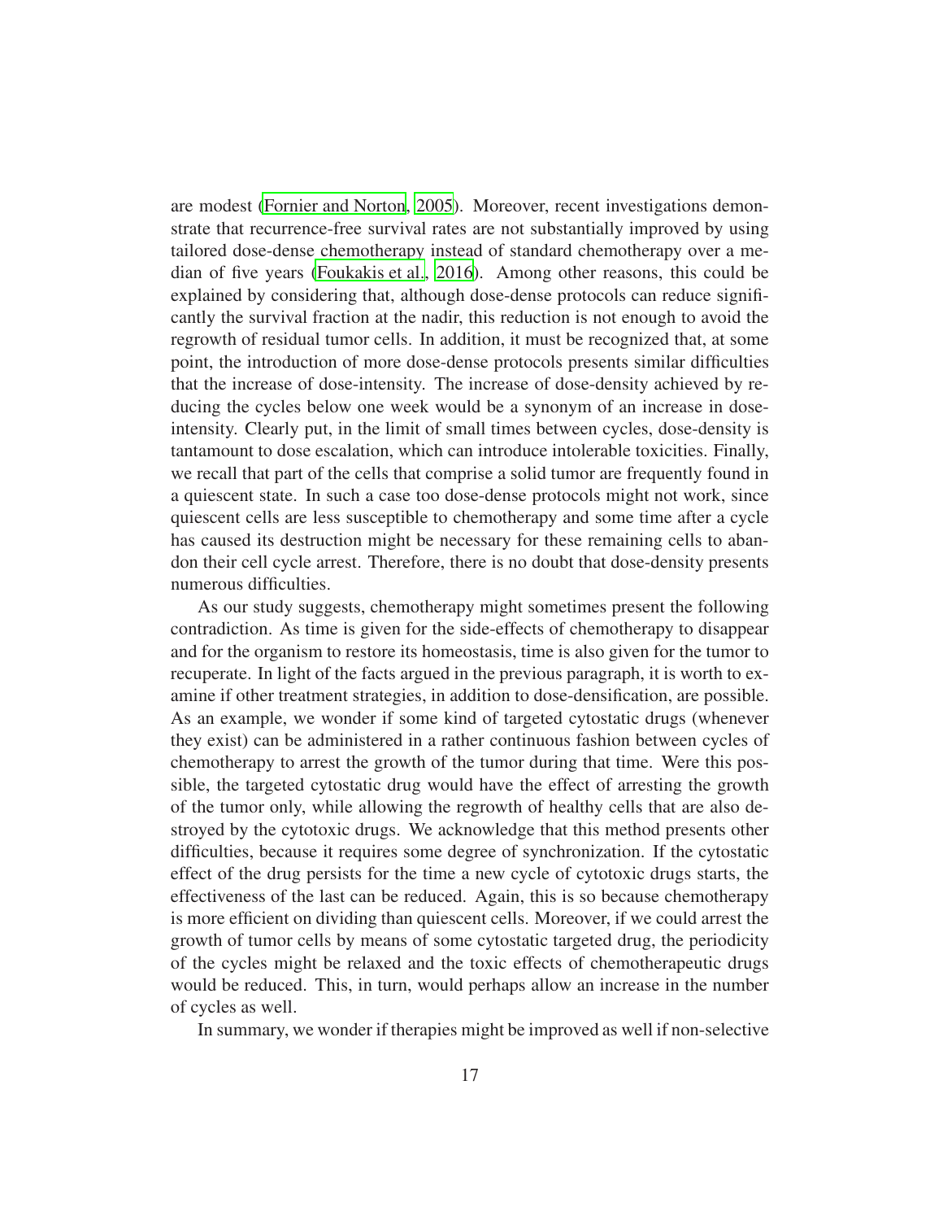are modest (Fornier and Norton, 2005). Moreover, recent investigations demonstrate that recurrence-free survival rates are not substantially improved by using tailored dose-dense chemotherapy instead of standard chemotherapy over a median of five years (Foukakis et al., 2016). Among other reasons, this could be explained by considering that, although dose-dense protocols can reduce significantly the survival fraction at the nadir, this reduction is not enough to avoid the regrowth of residual tumor cells. In addition, it must be recognized that, at some point, the introduction of more dose-dense protocols presents similar difficulties that the increase of dose-intensity. The increase of dose-density achieved by reducing the cycles below one week would be a synonym of an increase in dose-intensity. Clearly put, in the limit of small times between cycles, dose-density is tantamount to dose escalation, which can introduce intolerable toxicities. Finally, we recall that part of the cells that comprise a solid tumor are frequently found in a quiescent state. In such a case too dose-dense protocols might not work, since quiescent cells are less susceptible to chemotherapy and some time after a cycle has caused its destruction might be necessary for these remaining cells to abandon their cell cycle arrest. Therefore, there is no doubt that dose-density presents numerous difficulties.

As our study suggests, chemotherapy might sometimes present the following contradiction. As time is given for the side-effects of chemotherapy to disappear and for the organism to restore its homeostasis, time is also given for the tumor to recuperate. In light of the facts argued in the previous paragraph, it is worth to examine if other treatment strategies, in addition to dose-densification, are possible. As an example, we wonder if some kind of targeted cytostatic drugs (whenever they exist) can be administered in a rather continuous fashion between cycles of chemotherapy to arrest the growth of the tumor during that time. Were this possible, the targeted cytostatic drug would have the effect of arresting the growth of the tumor only, while allowing the regrowth of healthy cells that are also destroyed by the cytotoxic drugs. We acknowledge that this method presents other difficulties, because it requires some degree of synchronization. If the cytostatic effect of the drug persists for the time a new cycle of cytotoxic drugs starts, the effectiveness of the last can be reduced. Again, this is so because chemotherapy is more efficient on dividing than quiescent cells. Moreover, if we could arrest the growth of tumor cells by means of some cytostatic targeted drug, the periodicity of the cycles might be relaxed and the toxic effects of chemotherapeutic drugs would be reduced. This, in turn, would perhaps allow an increase in the number of cycles as well.

In summary, we wonder if therapies might be improved as well if non-selective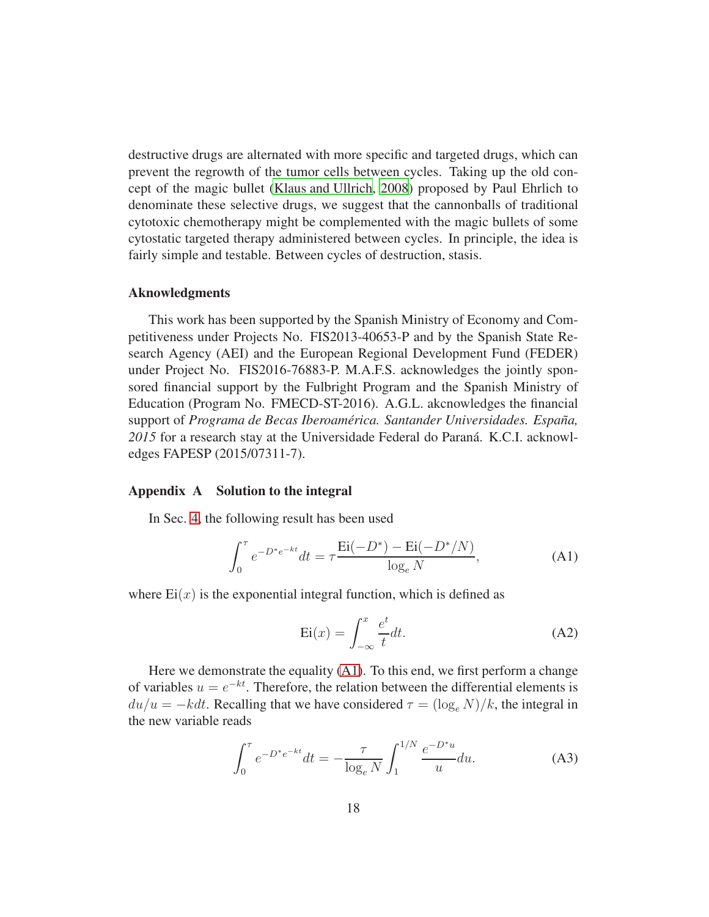destructive drugs are alternated with more specific and targeted drugs, which can prevent the regrowth of the tumor cells between cycles. Taking up the old concept of the magic bullet (Klaus and Ullrich, 2008) proposed by Paul Ehrlich to denominate these selective drugs, we suggest that the cannonballs of traditional cytotoxic chemotherapy might be complemented with the magic bullets of some cytostatic targeted therapy administered between cycles. In principle, the idea is fairly simple and testable. Between cycles of destruction, stasis.

### Aknowledgments

This work has been supported by the Spanish Ministry of Economy and Competitiveness under Projects No. FIS2013-40653-P and by the Spanish State Research Agency (AEI) and the European Regional Development Fund (FEDER) under Project No. FIS2016-76883-P. M.A.F.S. acknowledges the jointly sponsored financial support by the Fulbright Program and the Spanish Ministry of Education (Program No. FMECD-ST-2016). A.G.L. akcnowledges the financial support of *Programa de Becas Iberoamérica. Santander Universidades. España, 2015* for a research stay at the Universidade Federal do Paraná. K.C.I. acknowledges FAPESP (2015/07311-7).

### Appendix A Solution to the integral

In Sec. 4, the following result has been used

$$\int_0^\tau e^{-D^* e^{-kt}} dt = \tau \frac{\mathrm{Ei}(-D^*) - \mathrm{Ei}(-D^*/N)}{\log_e N}, \tag{A1}$$

where $\mathrm{Ei}(x)$ is the exponential integral function, which is defined as

$$\mathrm{Ei}(x) = \int_{-\infty}^{x} \frac{e^t}{t} dt. \tag{A2}$$

Here we demonstrate the equality (A1). To this end, we first perform a change of variables $u = e^{-kt}$. Therefore, the relation between the differential elements is $du/u = -kdt$. Recalling that we have considered $\tau = (\log_e N)/k$, the integral in the new variable reads

$$\int_0^\tau e^{-D^* e^{-kt}} dt = -\frac{\tau}{\log_e N} \int_1^{1/N} \frac{e^{-D^* u}}{u} du. \tag{A3}$$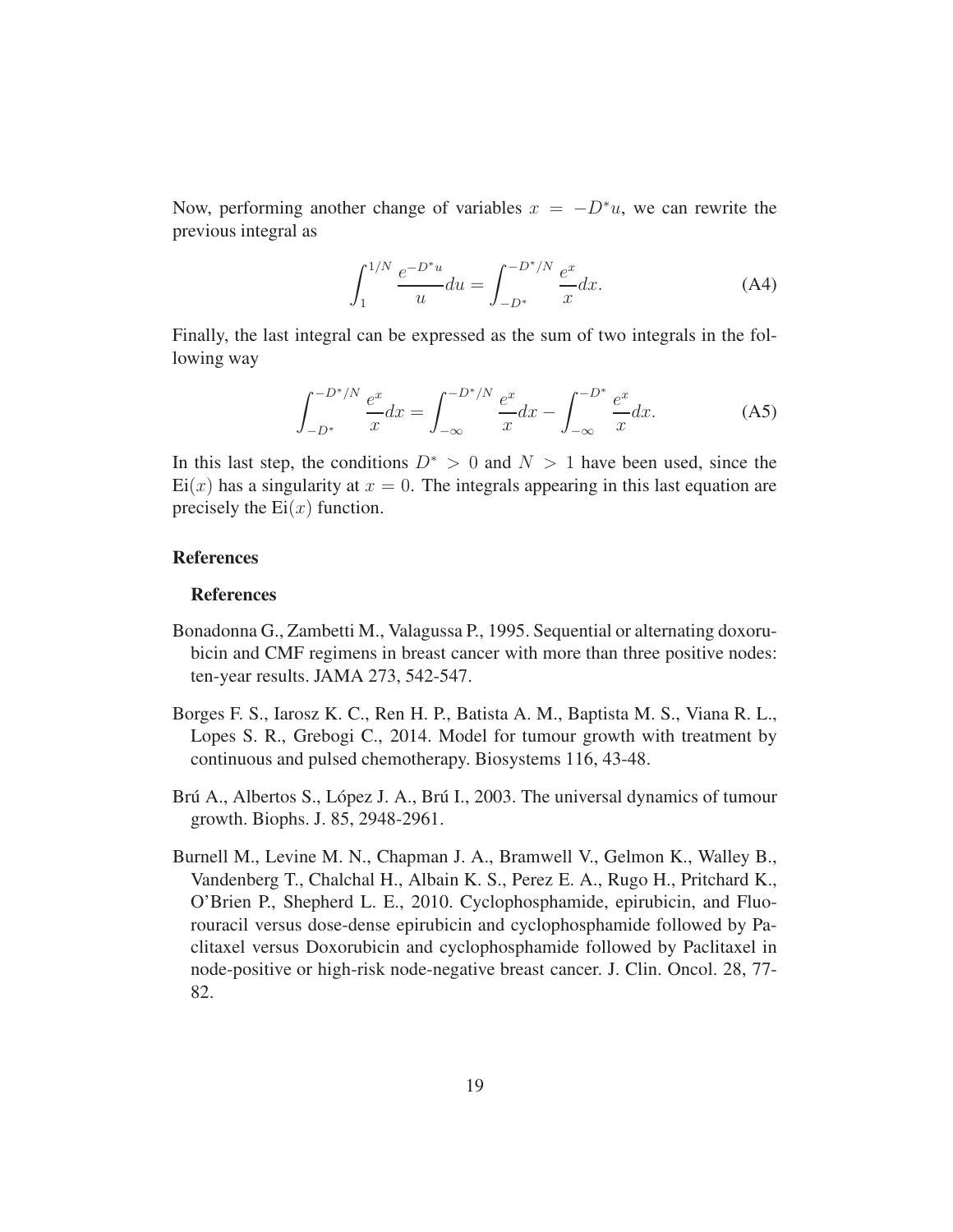Now, performing another change of variables $x = -D^* u$, we can rewrite the previous integral as

$$\int_1^{1/N} \frac{e^{-D^* u}}{u} du = \int_{-D^*}^{-D^*/N} \frac{e^x}{x} dx. \tag{A4}$$

Finally, the last integral can be expressed as the sum of two integrals in the following way

$$\int_{-D^*}^{-D^*/N} \frac{e^x}{x} dx = \int_{-\infty}^{-D^*/N} \frac{e^x}{x} dx - \int_{-\infty}^{-D^*} \frac{e^x}{x} dx. \tag{A5}$$

In this last step, the conditions $D^* > 0$ and $N > 1$ have been used, since the $\mathrm{Ei}(x)$ has a singularity at $x = 0$. The integrals appearing in this last equation are precisely the $\mathrm{Ei}(x)$ function.

## References

### References

Bonadonna G., Zambetti M., Valagussa P., 1995. Sequential or alternating doxorubicin and CMF regimens in breast cancer with more than three positive nodes: ten-year results. JAMA 273, 542-547.

Borges F. S., Iarosz K. C., Ren H. P., Batista A. M., Baptista M. S., Viana R. L., Lopes S. R., Grebogi C., 2014. Model for tumour growth with treatment by continuous and pulsed chemotherapy. Biosystems 116, 43-48.

Brú A., Albertos S., López J. A., Brú I., 2003. The universal dynamics of tumour growth. Biophs. J. 85, 2948-2961.

Burnell M., Levine M. N., Chapman J. A., Bramwell V., Gelmon K., Walley B., Vandenberg T., Chalchal H., Albain K. S., Perez E. A., Rugo H., Pritchard K., O'Brien P., Shepherd L. E., 2010. Cyclophosphamide, epirubicin, and Fluorouracil versus dose-dense epirubicin and cyclophosphamide followed by Paclitaxel versus Doxorubicin and cyclophosphamide followed by Paclitaxel in node-positive or high-risk node-negative breast cancer. J. Clin. Oncol. 28, 77-82.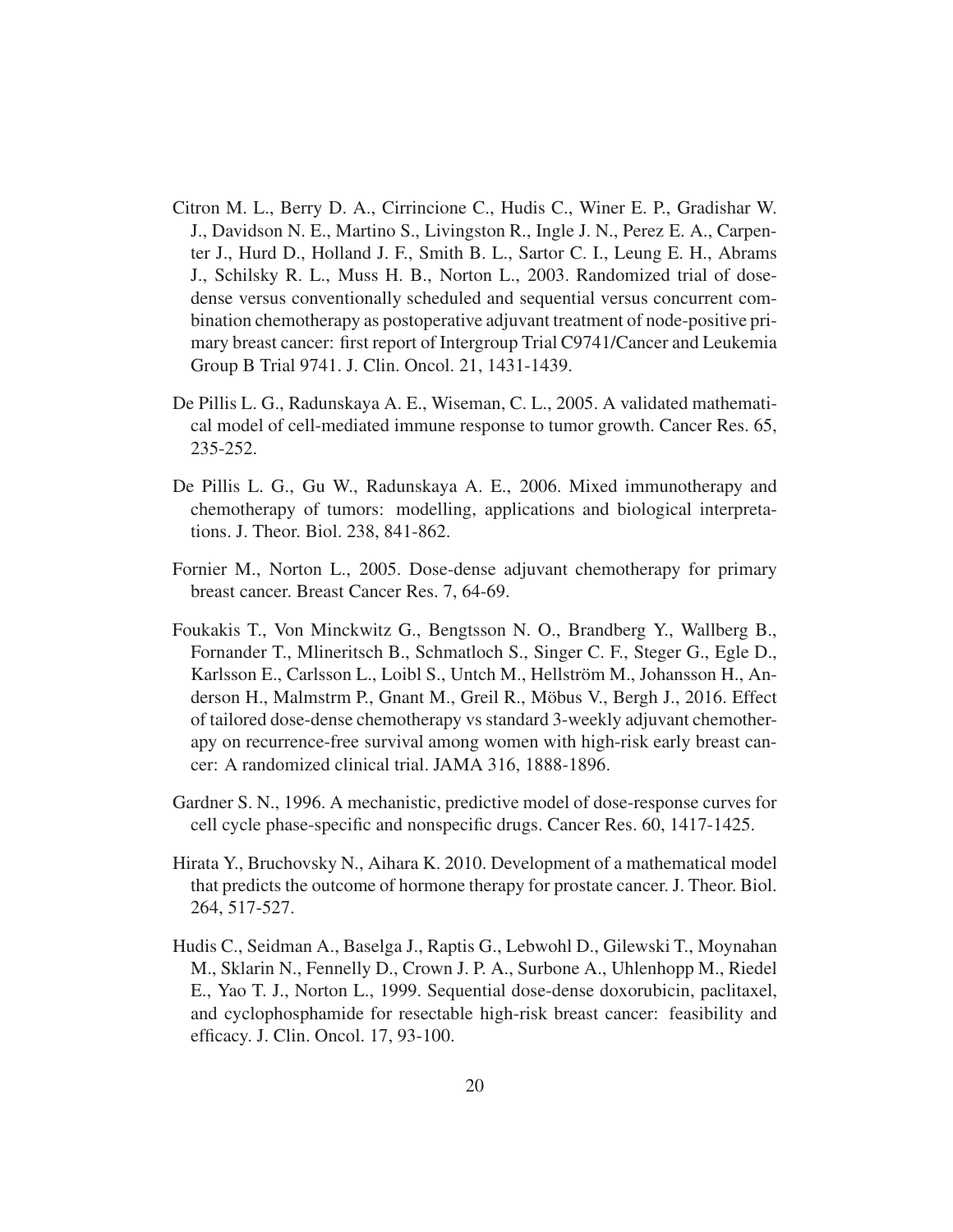Citron M. L., Berry D. A., Cirrincione C., Hudis C., Winer E. P., Gradishar W. J., Davidson N. E., Martino S., Livingston R., Ingle J. N., Perez E. A., Carpenter J., Hurd D., Holland J. F., Smith B. L., Sartor C. I., Leung E. H., Abrams J., Schilsky R. L., Muss H. B., Norton L., 2003. Randomized trial of dose-dense versus conventionally scheduled and sequential versus concurrent combination chemotherapy as postoperative adjuvant treatment of node-positive primary breast cancer: first report of Intergroup Trial C9741/Cancer and Leukemia Group B Trial 9741. J. Clin. Oncol. 21, 1431-1439.

De Pillis L. G., Radunskaya A. E., Wiseman, C. L., 2005. A validated mathematical model of cell-mediated immune response to tumor growth. Cancer Res. 65, 235-252.

De Pillis L. G., Gu W., Radunskaya A. E., 2006. Mixed immunotherapy and chemotherapy of tumors: modelling, applications and biological interpretations. J. Theor. Biol. 238, 841-862.

Fornier M., Norton L., 2005. Dose-dense adjuvant chemotherapy for primary breast cancer. Breast Cancer Res. 7, 64-69.

Foukakis T., Von Minckwitz G., Bengtsson N. O., Brandberg Y., Wallberg B., Fornander T., Mlineritsch B., Schmatloch S., Singer C. F., Steger G., Egle D., Karlsson E., Carlsson L., Loibl S., Untch M., Hellström M., Johansson H., Anderson H., Malmstrm P., Gnant M., Greil R., Möbus V., Bergh J., 2016. Effect of tailored dose-dense chemotherapy vs standard 3-weekly adjuvant chemotherapy on recurrence-free survival among women with high-risk early breast cancer: A randomized clinical trial. JAMA 316, 1888-1896.

Gardner S. N., 1996. A mechanistic, predictive model of dose-response curves for cell cycle phase-specific and nonspecific drugs. Cancer Res. 60, 1417-1425.

Hirata Y., Bruchovsky N., Aihara K. 2010. Development of a mathematical model that predicts the outcome of hormone therapy for prostate cancer. J. Theor. Biol. 264, 517-527.

Hudis C., Seidman A., Baselga J., Raptis G., Lebwohl D., Gilewski T., Moynahan M., Sklarin N., Fennelly D., Crown J. P. A., Surbone A., Uhlenhopp M., Riedel E., Yao T. J., Norton L., 1999. Sequential dose-dense doxorubicin, paclitaxel, and cyclophosphamide for resectable high-risk breast cancer: feasibility and efficacy. J. Clin. Oncol. 17, 93-100.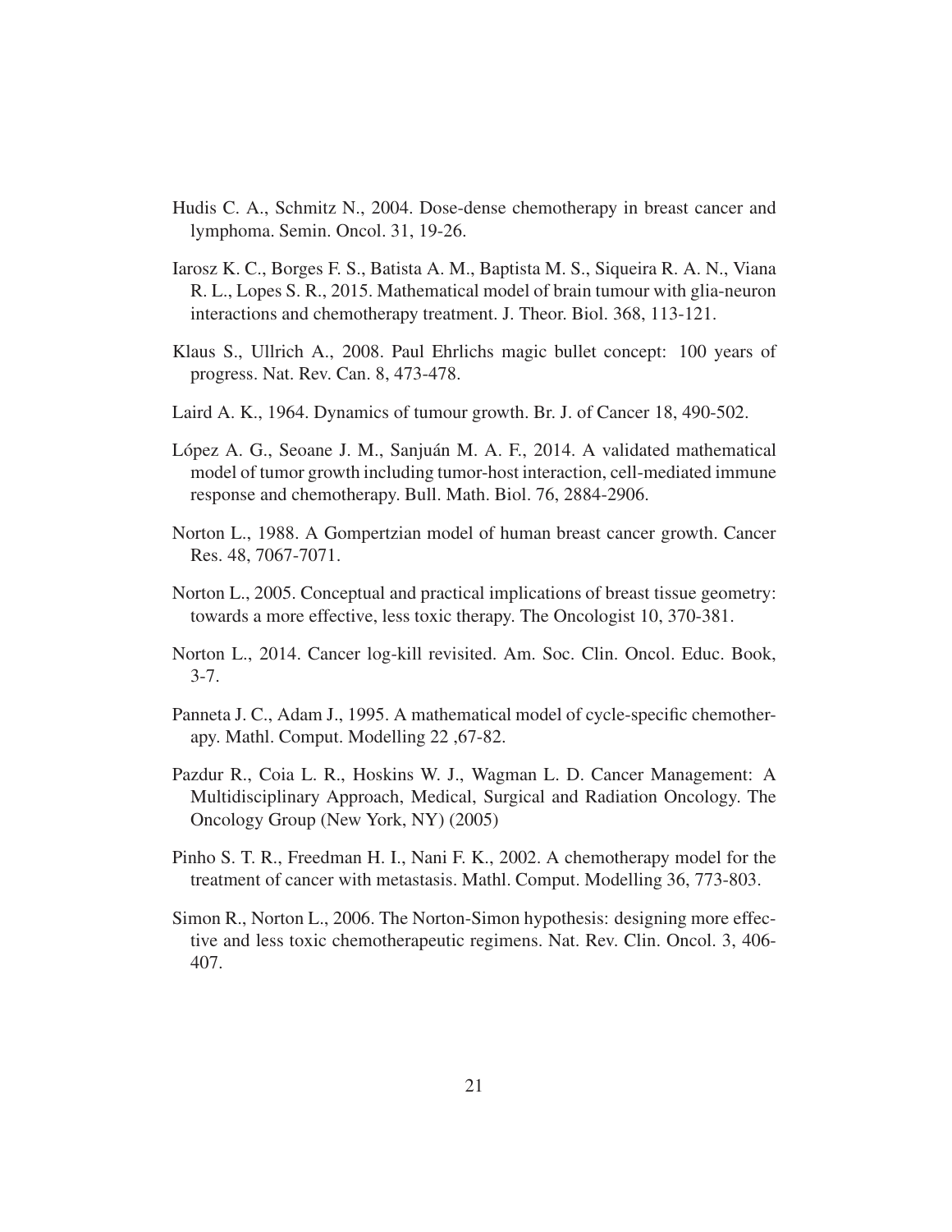Hudis C. A., Schmitz N., 2004. Dose-dense chemotherapy in breast cancer and lymphoma. Semin. Oncol. 31, 19-26.

Iarosz K. C., Borges F. S., Batista A. M., Baptista M. S., Siqueira R. A. N., Viana R. L., Lopes S. R., 2015. Mathematical model of brain tumour with glia-neuron interactions and chemotherapy treatment. J. Theor. Biol. 368, 113-121.

Klaus S., Ullrich A., 2008. Paul Ehrlichs magic bullet concept: 100 years of progress. Nat. Rev. Can. 8, 473-478.

Laird A. K., 1964. Dynamics of tumour growth. Br. J. of Cancer 18, 490-502.

López A. G., Seoane J. M., Sanjuán M. A. F., 2014. A validated mathematical model of tumor growth including tumor-host interaction, cell-mediated immune response and chemotherapy. Bull. Math. Biol. 76, 2884-2906.

Norton L., 1988. A Gompertzian model of human breast cancer growth. Cancer Res. 48, 7067-7071.

Norton L., 2005. Conceptual and practical implications of breast tissue geometry: towards a more effective, less toxic therapy. The Oncologist 10, 370-381.

Norton L., 2014. Cancer log-kill revisited. Am. Soc. Clin. Oncol. Educ. Book, 3-7.

Panneta J. C., Adam J., 1995. A mathematical model of cycle-specific chemotherapy. Mathl. Comput. Modelling 22 ,67-82.

Pazdur R., Coia L. R., Hoskins W. J., Wagman L. D. Cancer Management: A Multidisciplinary Approach, Medical, Surgical and Radiation Oncology. The Oncology Group (New York, NY) (2005)

Pinho S. T. R., Freedman H. I., Nani F. K., 2002. A chemotherapy model for the treatment of cancer with metastasis. Mathl. Comput. Modelling 36, 773-803.

Simon R., Norton L., 2006. The Norton-Simon hypothesis: designing more effective and less toxic chemotherapeutic regimens. Nat. Rev. Clin. Oncol. 3, 406-407.